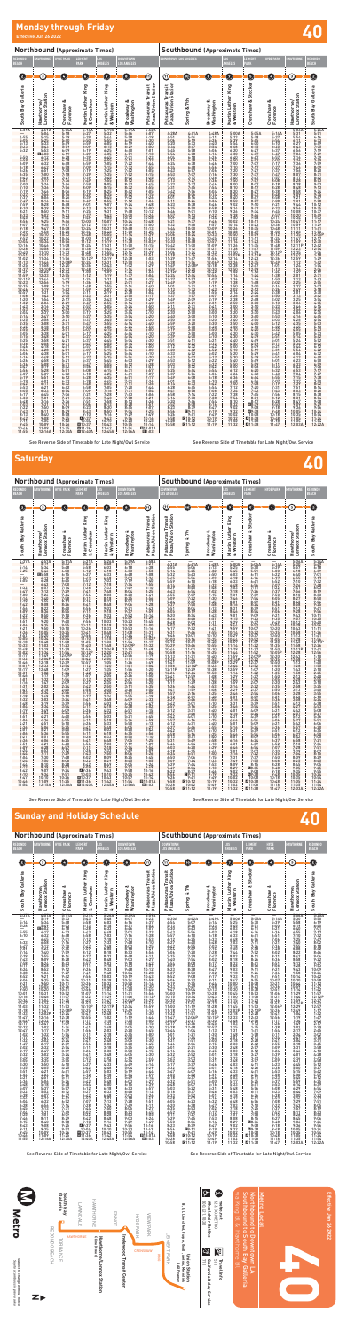# Monday through Friday

**Effective Jun 26 2022**

**40**

## Northbound (Approximate Times)

| REDONDO BEACH | HAWTHORNE | INGLEWOOD | LEIMERT PARK | LOS ANGELES | LOS ANGELES | DOWNTOWN LOS ANGELES |
|---|---|---|---|---|---|---|
| 2 | 3 | 4 | 5 | 6 | 7 | 10 |
| South Bay Galleria | Hawthorne/Lennox Station | Crenshaw & Florence | Martin Luther King & Crenshaw | Martin Luther King & Western | Broadway & Washington | Patsaouras Transit Plaza/Union Station |

See Reverse Side of Timetable for Late Night/Owl Service

## Southbound (Approximate Times)

| DOWNTOWN LOS ANGELES | | | LOS ANGELES | LEIMERT PARK | INGLEWOOD | HAWTHORNE | REDONDO BEACH |
|---|---|---|---|---|---|---|---|
| 10 | 8 | 7 | 6 | 5 | 4 | 3 | 2 |
| Patsaouras Transit Plaza/Union Station | Spring & 7th | Broadway & Washington | Martin Luther King & Western | Crenshaw & Stocker | Crenshaw & Florence | Hawthorne/Lennox Station | South Bay Galleria |

See Reverse Side of Timetable for Late Night/Owl Service

# Saturday

**40**

## Northbound (Approximate Times)

| REDONDO BEACH | HAWTHORNE | INGLEWOOD | LEIMERT PARK | LOS ANGELES | LOS ANGELES | DOWNTOWN LOS ANGELES |
|---|---|---|---|---|---|---|
| 2 | 3 | 4 | 5 | 6 | 7 | 10 |
| South Bay Galleria | Hawthorne/Lennox Station | Crenshaw & Florence | Martin Luther King & Crenshaw | Martin Luther King & Western | Broadway & Washington | Patsaouras Transit Plaza/Union Station |

See Reverse Side of Timetable for Late Night/Owl Service

## Southbound (Approximate Times)

| DOWNTOWN LOS ANGELES | | | LOS ANGELES | LEIMERT PARK | INGLEWOOD | HAWTHORNE | REDONDO BEACH |
|---|---|---|---|---|---|---|---|
| 10 | 8 | 7 | 6 | 5 | 4 | 3 | 2 |
| Patsaouras Transit Plaza/Union Station | Spring & 7th | Broadway & Washington | Martin Luther King & Western | Crenshaw & Stocker | Crenshaw & Florence | Hawthorne/Lennox Station | South Bay Galleria |

See Reverse Side of Timetable for Late Night/Owl Service

# Sunday and Holiday Schedule

**40**

## Northbound (Approximate Times)

| REDONDO BEACH | HAWTHORNE | INGLEWOOD | LEIMERT PARK | LOS ANGELES | LOS ANGELES | DOWNTOWN LOS ANGELES |
|---|---|---|---|---|---|---|
| 2 | 3 | 4 | 5 | 6 | 7 | 10 |
| South Bay Galleria | Hawthorne/Lennox Station | Crenshaw & Florence | Martin Luther King & Crenshaw | Martin Luther King & Western | Broadway & Washington | Patsaouras Transit Plaza/Union Station |

See Reverse Side of Timetable for Late Night/Owl Service

## Southbound (Approximate Times)

| DOWNTOWN LOS ANGELES | | | LOS ANGELES | LEIMERT PARK | INGLEWOOD | HAWTHORNE | REDONDO BEACH |
|---|---|---|---|---|---|---|---|
| 10 | 8 | 7 | 6 | 5 | 4 | 3 | 2 |
| Patsaouras Transit Plaza/Union Station | Spring & 7th | Broadway & Washington | Martin Luther King & Western | Crenshaw & Stocker | Crenshaw & Florence | Hawthorne/Lennox Station | South Bay Galleria |

See Reverse Side of Timetable for Late Night/Owl Service

---

**Metro**

South Bay Galleria · Redondo Beach · Lawndale · Hawthorne · Hawthorne/Lennox Station · Lennox · Inglewood · Westmont · Vermont · Leimert Park · Los Angeles · Union Station · Downtown LA

**Metro Local**

Northbound to Downtown LA
Southbound to South Bay Galleria

**40**

Effective Jun 26 2022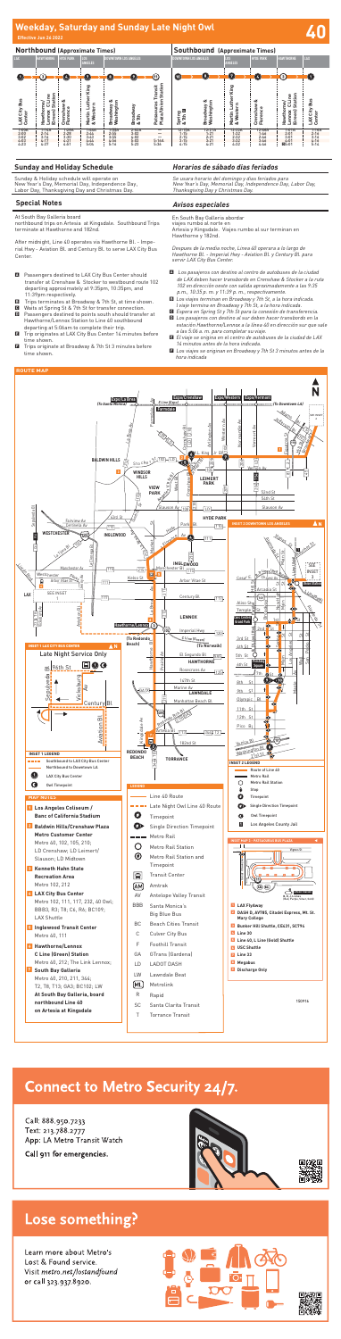# Weekday, Saturday and Sunday Late Night Owl

Effective Jun 26 2022

# 40

## Northbound (Approximate Times)

| LAX | | HAWTHORNE | | HYDE PARK | LOS ANGELES | DOWNTOWN LOS ANGELES | | |
|---|---|---|---|---|---|---|---|---|
| 1 | 2 | 3 | 4 | 5 | 6 | 7 | 8 | 11 |
| LAX City Bus Center | Hawthorne/Lennox C Line Station | Hawthorne & 120th St | Crenshaw & Florence | Martin Luther King & Western | Broadway & Manchester | Broadway & 7th | Patsaouras Transit Plaza/Union Station | |
| 1:00A | 1:12A | 1:20A | 1:33A | 1:45A | 2:04A | 2:24A | — | |
| 2:00 | 2:12 | 2:20 | 2:33 | 2:45 | 3:04 | 3:24 | — | |
| 3:00 | 3:12 | 3:20 | 3:33 | 3:45 | 4:04 | 4:24 | — | |
| 4:03 | 4:17 | 4:25 | 4:38 | 4:50 | 5:09 | 5:29 | 5:44 | |
| 4:23 | 4:37 | 4:47 | 5:01 | 5:14 | 5:34 | 5:53 | 5:56 | |

## Southbound (Approximate Times)

| DOWNTOWN LOS ANGELES | | LOS ANGELES | HYDE PARK | HAWTHORNE | | LAX |
|---|---|---|---|---|---|---|
| 10 | 8 | 7 | 6 | 5 | 4 | 1 |
| Spring & 5th | Broadway & Manchester | Martin Luther King & Western | Crenshaw & Florence | Hawthorne & 120th St | Hawthorne/Lennox C Line Station | LAX City Bus Center |
| 12:15A | 12:33A | 12:54A | 1:08A | 1:20A | 1:27A | 1:43A |
| 1:15 | 1:33 | 1:54 | 2:08 | 2:20 | 2:27 | 2:43 |
| 2:15 | 2:33 | 2:54 | 3:08 | 3:20 | 3:27 | 3:43 |
| 3:15 | 3:33 | 3:54 | 4:08 | 4:20 | 4:27 | 4:43 |
| 4:15 | 4:33 | 4:54 | 5:08 | 5:20 | 5:27 | 5:43 |

## Sunday and Holiday Schedule

Sunday & Holiday schedule will operate on New Year's Day, Memorial Day, Independence Day, Labor Day, Thanksgiving Day and Christmas Day.

## Horarios de sábado días feriados

*Se usara horario de domingo y días feriados para New Year's Day, Memorial Day, Independence Day, Labor Day, Thanksgiving Day y Christmas Day.*

## Special Notes

At South Bay Galleria board northbound trips on Artesia at Kingsdale. Southbound Trips terminate at Hawthorne and 182nd.

After midnight, Line 40 operates via Hawthorne Bl. - Imperial Hwy - Aviation Bl, and Century Bl. to serve LAX City Bus Center.

- **A** Passengers destined to LAX City Bus Center should transfer at Crenshaw & Stocker to westbound route 102 departing approximately at 9:35pm, 10:35pm, and 11:29pm respectively.
- **B** Trips terminates at Broadway & 7th St, at time shown.
- **C** Waits at Spring St & 7th St for transfer connection.
- **D** Passengers destined to points south should transfer at Hawthorne/Lennox Station to Line 40 southbound departing at 5:06am to complete their trip.
- **E** Trip originates at LAX City Bus Center 14 minutes before time shown.
- **F** Trips originate at Broadway & 7th St 3 minutes before time shown.

## Avisos especiales

En South Bay Galleria abordar viajes rumbo al norte en Artesia y Kingsdale. Viajes rumbo al sur terminan en Hawthorne y 182nd.

*Despues de la media noche, Línea 40 opera a lo largo de Hawthorne Bl. - Imperial Hwy - Avation Bl. y Century Bl. para servir LAX City Bus Center.*

- **A** *Los pasajeros con destino al centro de autobuses de la ciudad de LAX deben hacer transbordo en Crenshaw & Stocker a la ruta 102 en dirección oeste con salida aproximadamente a las 9:35 p.m., 10:35 p. m. y 11:29 p. m., respectivamente.*
- **B** *Los viajes terminan en Broadway y 7th St, a la hora indicada.*
- **C** *Espera en Spring St y 7th St para la conexión de transferencia.*
- **D** *Los pasajeros con destino al sur deben hacer transbordo en la estación Hawthorne/Lennox a la línea 40 en dirección sur que sale a las 5:06 a. m. para completar su viaje.*
- **E** *El viaje se origina en el centro de autobuses de la ciudad de LAX 14 minutos antes de la hora indicada.*
- **F** *Los viajes se originan en Broadway y 7th St 3 minutos antes de la hora indicada.*

## ROUTE MAP

### MAP NOTES

1. **Los Angeles Coliseum / Banc of California Stadium**
2. **Baldwin Hills/Crenshaw Plaza Metro Customer Center** — Metro 40, 102, 105, 210; LD Crenshaw, LD Leimert/Slauson; LD Midtown
3. **Kenneth Hahn State Recreation Area** — Metro 102, 212
4. **LAX City Bus Center** — Metro 102, 111, 117, 232, 40 Owl; BBB3, R3; T8; C6, R6; BC109; LAX Shuttle
5. **Inglewood Transit Center** — Metro 40, 111
6. **Hawthorne/Lennox C Line (Green) Station** — Metro 40, 212; The Link Lennox;
7. **South Bay Galleria** — Metro 40, 210, 211, 344; T2, T8, T13; GA3; BC102; LW
   **At South Bay Galleria, board northbound Line 40 on Artesia at Kingsdale**

### LEGEND

- Line 40 Route
- Late Night Owl Line 40 Route
- Timepoint
- Single Direction Timepoint
- Metro Rail
- Metro Rail Station
- Metro Rail Station and Timepoint
- Transit Center
- Amtrak
- AV — Antelope Valley Transit
- BBB — Santa Monica's Big Blue Bus
- BC — Beach Cities Transit
- C — Culver City Bus
- F — Foothill Transit
- GA — GTrans (Gardena)
- LD — LADOT DASH
- LW — Lawndale Beat
- ML — Metrolink
- R — Rapid
- SC — Santa Clarita Transit
- T — Torrance Transit

### INSET 1 LEGEND

- Southbound to LAX City Bus Center
- Northbound to Downtown LA
- LAX City Bus Center
- Owl Timepoint

### INSET 2 LEGEND

- Route of Line 40
- Metro Rail
- Metro Rail Station
- Stop
- Timepoint
- Single Direction Timepoint
- Owl Timepoint
- Los Angeles County Jail

### INSET MAP 1 - PATSAOURAS BUS PLAZA

- A LAX FlyAway
- B DASH B, AVPBS, Citadel Express, Mt. St. Mary College
- C Bunker Hill Shuttle, CE431, SCT95
- D Line 30
- E Line 40, L Line (Gold) Shuttle
- F USC Shuttle
- G Line 33
- H Megabus
- I Discharge Only

15E0916

# Connect to Metro Security 24/7.

Call: 888.950.7233
Text: 213.788.2777
App: LA Metro Transit Watch

Call 911 for emergencies.

# Lose something?

Learn more about Metro's Lost & Found service. Visit metro.net/lostandfound or call 323.937.8920.